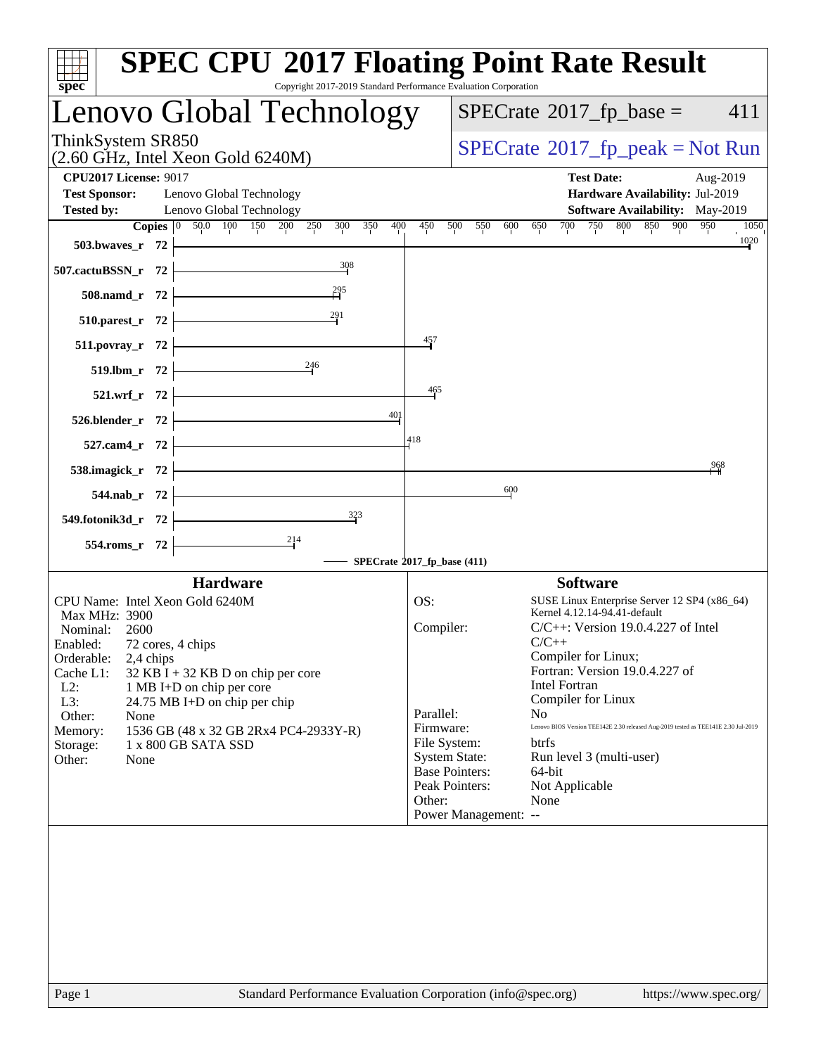# SPEC CPU 2017 Floating Point Rate Result

Copyright 2017-2019 Standard Performance Evaluation Corporation

## Lenovo Global Technology

ThinkSystem SR850
(2.60 GHz, Intel Xeon Gold 6240M)

SPECrate 2017_fp_base = 411

SPECrate 2017_fp_peak = Not Run

**CPU2017 License:** 9017
**Test Sponsor:** Lenovo Global Technology
**Tested by:** Lenovo Global Technology

**Test Date:** Aug-2019
**Hardware Availability:** Jul-2019
**Software Availability:** May-2019

Copies 0 50.0 100 150 200 250 300 350 400 450 500 550 600 650 700 750 800 850 900 950 1050

503.bwaves_r 72 — 1020
507.cactuBSSN_r 72 — 308
508.namd_r 72 — 295
510.parest_r 72 — 291
511.povray_r 72 — 457
519.lbm_r 72 — 246
521.wrf_r 72 — 465
526.blender_r 72 — 401
527.cam4_r 72 — 418
538.imagick_r 72 — 968
544.nab_r 72 — 600
549.fotonik3d_r 72 — 323
554.roms_r 72 — 214

SPECrate 2017_fp_base (411)

### Hardware

| | |
|---|---|
| CPU Name: | Intel Xeon Gold 6240M |
| Max MHz: | 3900 |
| Nominal: | 2600 |
| Enabled: | 72 cores, 4 chips |
| Orderable: | 2,4 chips |
| Cache L1: | 32 KB I + 32 KB D on chip per core |
| L2: | 1 MB I+D on chip per core |
| L3: | 24.75 MB I+D on chip per chip |
| Other: | None |
| Memory: | 1536 GB (48 x 32 GB 2Rx4 PC4-2933Y-R) |
| Storage: | 1 x 800 GB SATA SSD |
| Other: | None |

### Software

| | |
|---|---|
| OS: | SUSE Linux Enterprise Server 12 SP4 (x86_64) Kernel 4.12.14-94.41-default |
| Compiler: | C/C++: Version 19.0.4.227 of Intel C/C++ Compiler for Linux; Fortran: Version 19.0.4.227 of Intel Fortran Compiler for Linux |
| Parallel: | No |
| Firmware: | Lenovo BIOS Version TEE142E 2.30 released Aug-2019 tested as TEE141E 2.30 Jul-2019 |
| File System: | btrfs |
| System State: | Run level 3 (multi-user) |
| Base Pointers: | 64-bit |
| Peak Pointers: | Not Applicable |
| Other: | None |
| Power Management: | -- |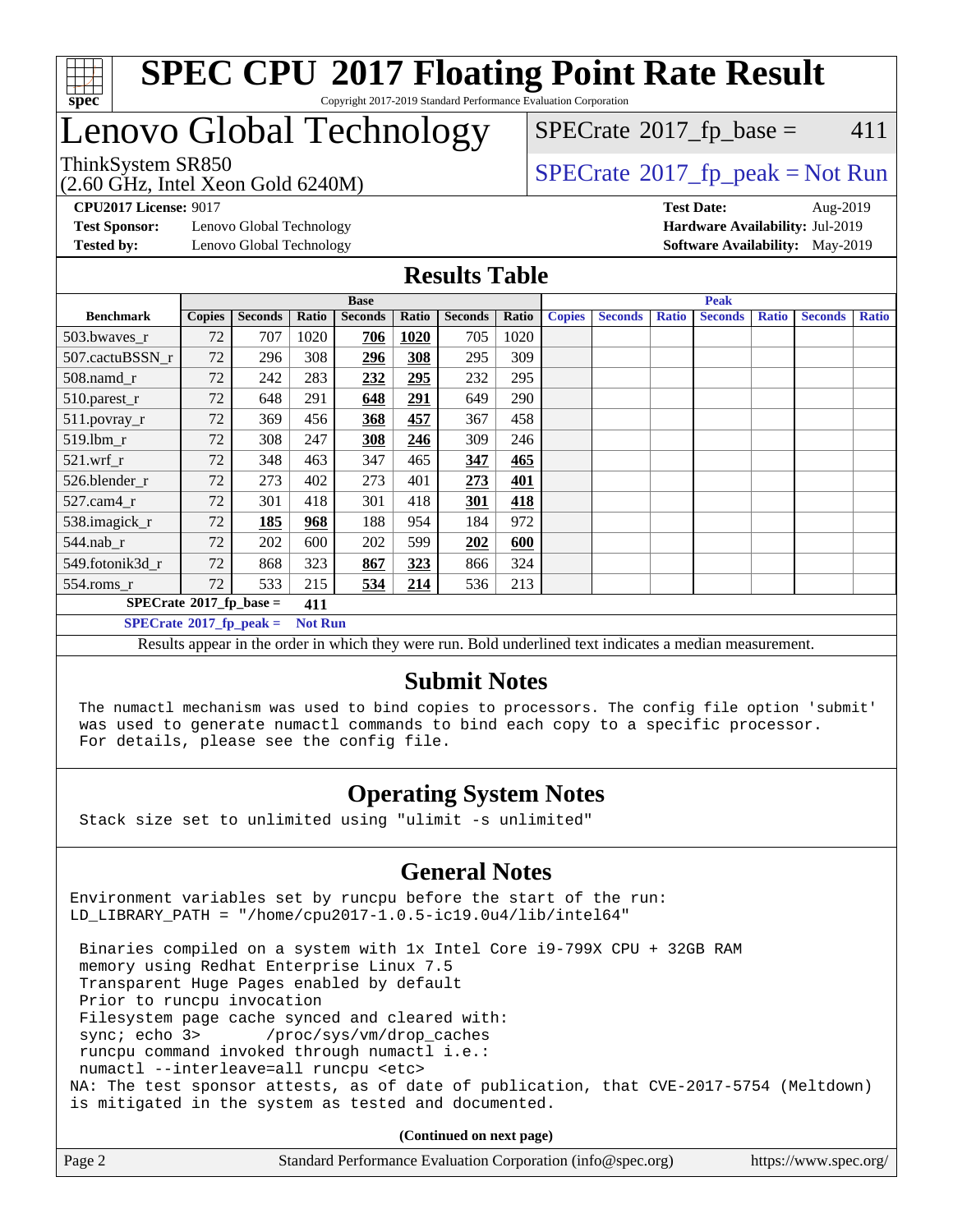# SPEC CPU 2017 Floating Point Rate Result

Copyright 2017-2019 Standard Performance Evaluation Corporation

# Lenovo Global Technology

ThinkSystem SR850
(2.60 GHz, Intel Xeon Gold 6240M)

SPECrate 2017_fp_base = 411

SPECrate 2017_fp_peak = Not Run

**CPU2017 License:** 9017
**Test Sponsor:** Lenovo Global Technology
**Tested by:** Lenovo Global Technology

**Test Date:** Aug-2019
**Hardware Availability:** Jul-2019
**Software Availability:** May-2019

## Results Table

| | Base | | | | | | | Peak | | | | | | |
|---|---|---|---|---|---|---|---|---|---|---|---|---|---|---|
| **Benchmark** | **Copies** | **Seconds** | **Ratio** | **Seconds** | **Ratio** | **Seconds** | **Ratio** | **Copies** | **Seconds** | **Ratio** | **Seconds** | **Ratio** | **Seconds** | **Ratio** |
| 503.bwaves_r | 72 | 707 | 1020 | **706** | **1020** | 705 | 1020 | | | | | | | |
| 507.cactuBSSN_r | 72 | 296 | 308 | **296** | **308** | 295 | 309 | | | | | | | |
| 508.namd_r | 72 | 242 | 283 | **232** | **295** | 232 | 295 | | | | | | | |
| 510.parest_r | 72 | 648 | 291 | **648** | **291** | 649 | 290 | | | | | | | |
| 511.povray_r | 72 | 369 | 456 | **368** | **457** | 367 | 458 | | | | | | | |
| 519.lbm_r | 72 | 308 | 247 | **308** | **246** | 309 | 246 | | | | | | | |
| 521.wrf_r | 72 | 348 | 463 | 347 | 465 | **347** | **465** | | | | | | | |
| 526.blender_r | 72 | 273 | 402 | 273 | 401 | **273** | **401** | | | | | | | |
| 527.cam4_r | 72 | 301 | 418 | 301 | 418 | **301** | **418** | | | | | | | |
| 538.imagick_r | 72 | **185** | **968** | 188 | 954 | 184 | 972 | | | | | | | |
| 544.nab_r | 72 | 202 | 600 | 202 | 599 | **202** | **600** | | | | | | | |
| 549.fotonik3d_r | 72 | 868 | 323 | **867** | **323** | 866 | 324 | | | | | | | |
| 554.roms_r | 72 | 533 | 215 | **534** | **214** | 536 | 213 | | | | | | | |

**SPECrate 2017_fp_base = 411**

**SPECrate 2017_fp_peak = Not Run**

Results appear in the order in which they were run. Bold underlined text indicates a median measurement.

## Submit Notes

The numactl mechanism was used to bind copies to processors. The config file option 'submit' was used to generate numactl commands to bind each copy to a specific processor. For details, please see the config file.

## Operating System Notes

Stack size set to unlimited using "ulimit -s unlimited"

## General Notes

Environment variables set by runcpu before the start of the run:
LD_LIBRARY_PATH = "/home/cpu2017-1.0.5-ic19.0u4/lib/intel64"

Binaries compiled on a system with 1x Intel Core i9-799X CPU + 32GB RAM memory using Redhat Enterprise Linux 7.5
Transparent Huge Pages enabled by default
Prior to runcpu invocation
Filesystem page cache synced and cleared with:
sync; echo 3> /proc/sys/vm/drop_caches
runcpu command invoked through numactl i.e.:
numactl --interleave=all runcpu <etc>
NA: The test sponsor attests, as of date of publication, that CVE-2017-5754 (Meltdown) is mitigated in the system as tested and documented.

**(Continued on next page)**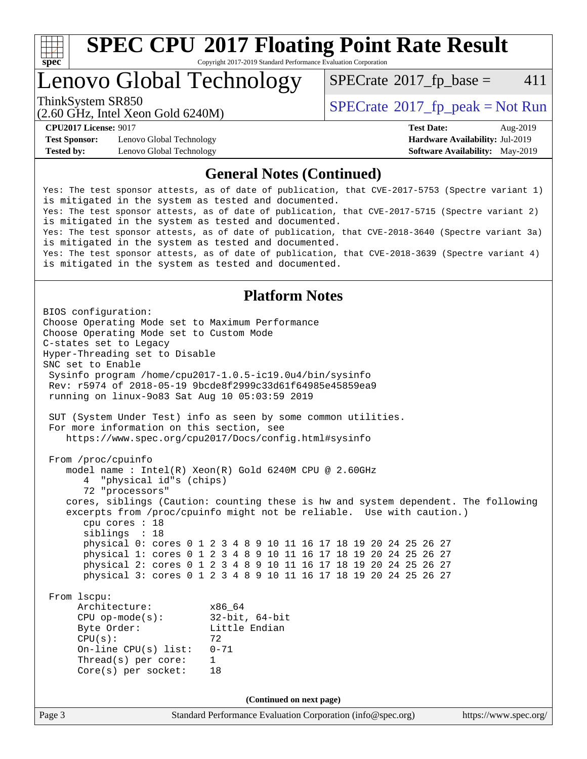## General Notes (Continued)

```
Yes: The test sponsor attests, as of date of publication, that CVE-2017-5753 (Spectre variant 1)
is mitigated in the system as tested and documented.
Yes: The test sponsor attests, as of date of publication, that CVE-2017-5715 (Spectre variant 2)
is mitigated in the system as tested and documented.
Yes: The test sponsor attests, as of date of publication, that CVE-2018-3640 (Spectre variant 3a)
is mitigated in the system as tested and documented.
Yes: The test sponsor attests, as of date of publication, that CVE-2018-3639 (Spectre variant 4)
is mitigated in the system as tested and documented.
```

## Platform Notes

```
BIOS configuration:
Choose Operating Mode set to Maximum Performance
Choose Operating Mode set to Custom Mode
C-states set to Legacy
Hyper-Threading set to Disable
SNC set to Enable
 Sysinfo program /home/cpu2017-1.0.5-ic19.0u4/bin/sysinfo
 Rev: r5974 of 2018-05-19 9bcde8f2999c33d61f64985e45859ea9
 running on linux-9o83 Sat Aug 10 05:03:59 2019

 SUT (System Under Test) info as seen by some common utilities.
 For more information on this section, see
    https://www.spec.org/cpu2017/Docs/config.html#sysinfo

 From /proc/cpuinfo
    model name : Intel(R) Xeon(R) Gold 6240M CPU @ 2.60GHz
       4  "physical id"s (chips)
       72 "processors"
    cores, siblings (Caution: counting these is hw and system dependent. The following
    excerpts from /proc/cpuinfo might not be reliable.  Use with caution.)
       cpu cores : 18
       siblings  : 18
       physical 0: cores 0 1 2 3 4 8 9 10 11 16 17 18 19 20 24 25 26 27
       physical 1: cores 0 1 2 3 4 8 9 10 11 16 17 18 19 20 24 25 26 27
       physical 2: cores 0 1 2 3 4 8 9 10 11 16 17 18 19 20 24 25 26 27
       physical 3: cores 0 1 2 3 4 8 9 10 11 16 17 18 19 20 24 25 26 27

 From lscpu:
      Architecture:          x86_64
      CPU op-mode(s):        32-bit, 64-bit
      Byte Order:            Little Endian
      CPU(s):                72
      On-line CPU(s) list:   0-71
      Thread(s) per core:    1
      Core(s) per socket:    18
```

(Continued on next page)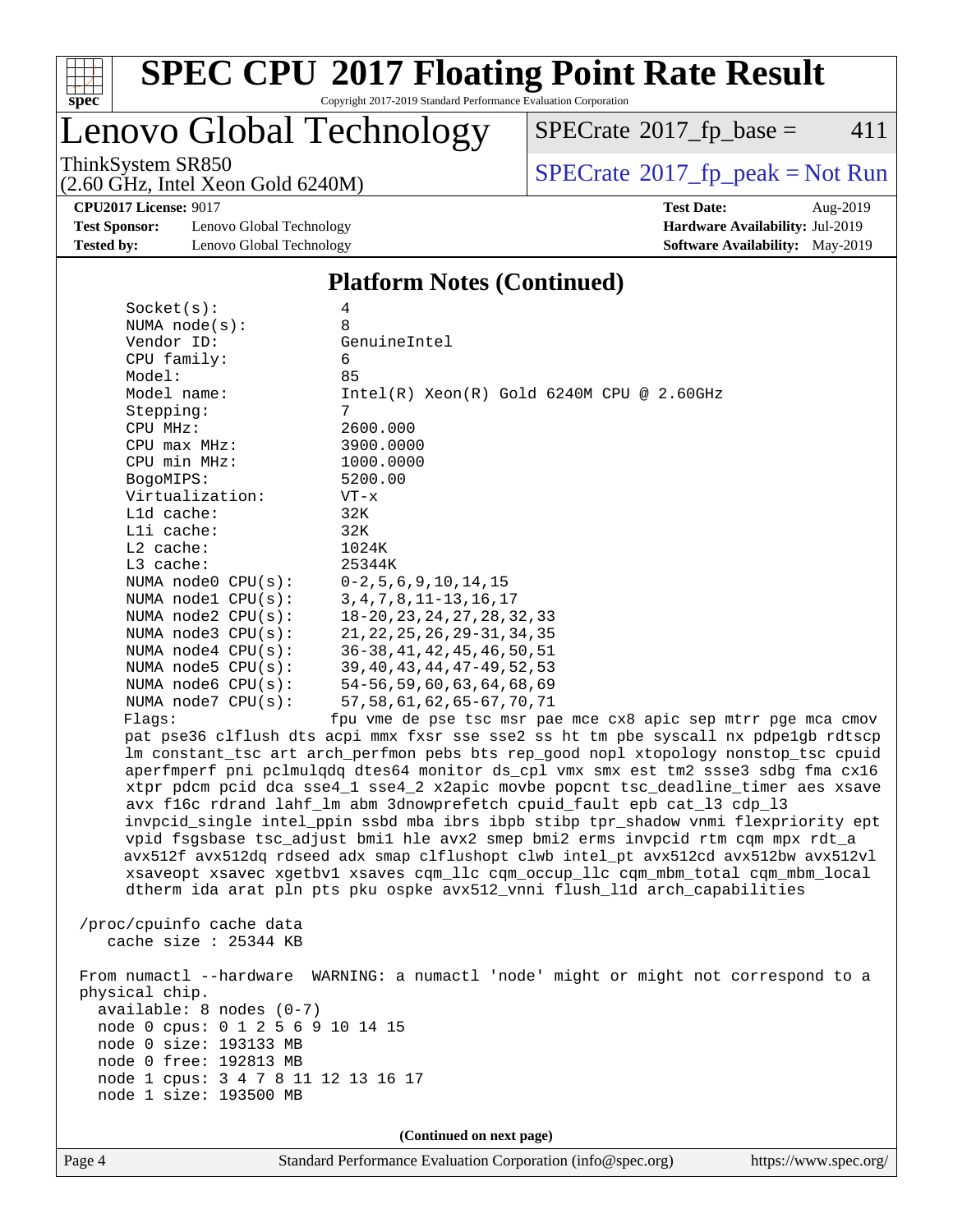## Platform Notes (Continued)

```
     Socket(s):             4
     NUMA node(s):          8
     Vendor ID:             GenuineIntel
     CPU family:            6
     Model:                 85
     Model name:            Intel(R) Xeon(R) Gold 6240M CPU @ 2.60GHz
     Stepping:              7
     CPU MHz:               2600.000
     CPU max MHz:           3900.0000
     CPU min MHz:           1000.0000
     BogoMIPS:              5200.00
     Virtualization:        VT-x
     L1d cache:             32K
     L1i cache:             32K
     L2 cache:              1024K
     L3 cache:              25344K
     NUMA node0 CPU(s):     0-2,5,6,9,10,14,15
     NUMA node1 CPU(s):     3,4,7,8,11-13,16,17
     NUMA node2 CPU(s):     18-20,23,24,27,28,32,33
     NUMA node3 CPU(s):     21,22,25,26,29-31,34,35
     NUMA node4 CPU(s):     36-38,41,42,45,46,50,51
     NUMA node5 CPU(s):     39,40,43,44,47-49,52,53
     NUMA node6 CPU(s):     54-56,59,60,63,64,68,69
     NUMA node7 CPU(s):     57,58,61,62,65-67,70,71
     Flags:                fpu vme de pse tsc msr pae mce cx8 apic sep mtrr pge mca cmov
     pat pse36 clflush dts acpi mmx fxsr sse sse2 ss ht tm pbe syscall nx pdpe1gb rdtscp
     lm constant_tsc art arch_perfmon pebs bts rep_good nopl xtopology nonstop_tsc cpuid
     aperfmperf pni pclmulqdq dtes64 monitor ds_cpl vmx smx est tm2 ssse3 sdbg fma cx16
     xtpr pdcm pcid dca sse4_1 sse4_2 x2apic movbe popcnt tsc_deadline_timer aes xsave
     avx f16c rdrand lahf_lm abm 3dnowprefetch cpuid_fault epb cat_l3 cdp_l3
     invpcid_single intel_ppin ssbd mba ibrs ibpb stibp tpr_shadow vnmi flexpriority ept
     vpid fsgsbase tsc_adjust bmi1 hle avx2 smep bmi2 erms invpcid rtm cqm mpx rdt_a
     avx512f avx512dq rdseed adx smap clflushopt clwb intel_pt avx512cd avx512bw avx512vl
     xsaveopt xsavec xgetbv1 xsaves cqm_llc cqm_occup_llc cqm_mbm_total cqm_mbm_local
     dtherm ida arat pln pts pku ospke avx512_vnni flush_l1d arch_capabilities

 /proc/cpuinfo cache data
    cache size : 25344 KB

 From numactl --hardware  WARNING: a numactl 'node' might or might not correspond to a
 physical chip.
   available: 8 nodes (0-7)
   node 0 cpus: 0 1 2 5 6 9 10 14 15
   node 0 size: 193133 MB
   node 0 free: 192813 MB
   node 1 cpus: 3 4 7 8 11 12 13 16 17
   node 1 size: 193500 MB
```

(Continued on next page)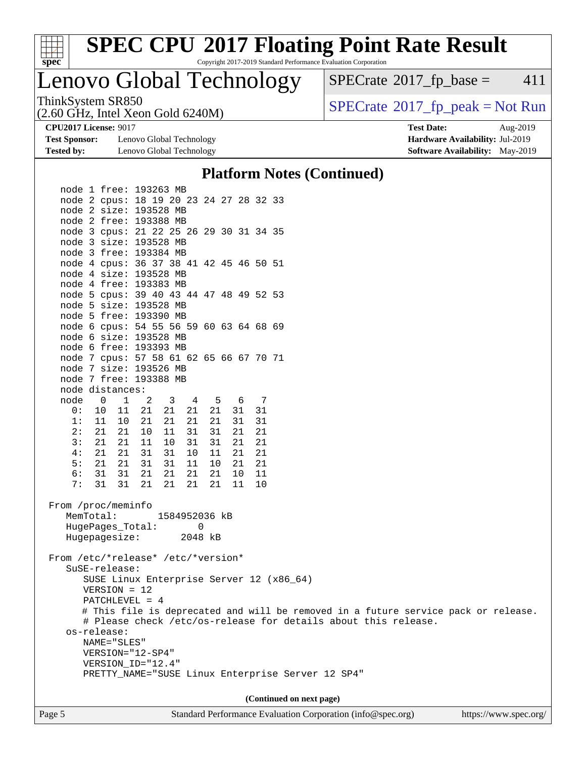## Platform Notes (Continued)

```
node 1 free: 193263 MB
node 2 cpus: 18 19 20 23 24 27 28 32 33
node 2 size: 193528 MB
node 2 free: 193388 MB
node 3 cpus: 21 22 25 26 29 30 31 34 35
node 3 size: 193528 MB
node 3 free: 193384 MB
node 4 cpus: 36 37 38 41 42 45 46 50 51
node 4 size: 193528 MB
node 4 free: 193383 MB
node 5 cpus: 39 40 43 44 47 48 49 52 53
node 5 size: 193528 MB
node 5 free: 193390 MB
node 6 cpus: 54 55 56 59 60 63 64 68 69
node 6 size: 193528 MB
node 6 free: 193393 MB
node 7 cpus: 57 58 61 62 65 66 67 70 71
node 7 size: 193526 MB
node 7 free: 193388 MB
node distances:
node   0   1   2   3   4   5   6   7
  0:  10  11  21  21  21  21  31  31
  1:  11  10  21  21  21  21  31  31
  2:  21  21  10  11  31  31  21  21
  3:  21  21  11  10  31  31  21  21
  4:  21  21  31  31  10  11  21  21
  5:  21  21  31  31  11  10  21  21
  6:  31  31  21  21  21  21  10  11
  7:  31  31  21  21  21  21  11  10

From /proc/meminfo
   MemTotal:       1584952036 kB
   HugePages_Total:       0
   Hugepagesize:       2048 kB

From /etc/*release* /etc/*version*
   SuSE-release:
      SUSE Linux Enterprise Server 12 (x86_64)
      VERSION = 12
      PATCHLEVEL = 4
      # This file is deprecated and will be removed in a future service pack or release.
      # Please check /etc/os-release for details about this release.
   os-release:
      NAME="SLES"
      VERSION="12-SP4"
      VERSION_ID="12.4"
      PRETTY_NAME="SUSE Linux Enterprise Server 12 SP4"
```

(Continued on next page)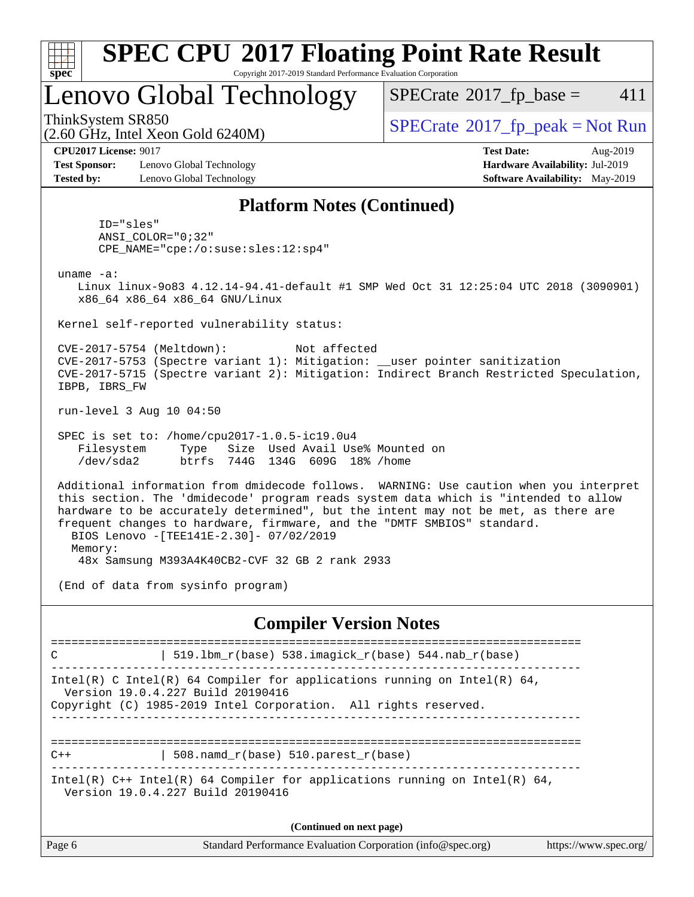## Platform Notes (Continued)

```
      ID="sles"
      ANSI_COLOR="0;32"
      CPE_NAME="cpe:/o:suse:sles:12:sp4"

 uname -a:
    Linux linux-9o83 4.12.14-94.41-default #1 SMP Wed Oct 31 12:25:04 UTC 2018 (3090901)
    x86_64 x86_64 x86_64 GNU/Linux

 Kernel self-reported vulnerability status:

 CVE-2017-5754 (Meltdown):          Not affected
 CVE-2017-5753 (Spectre variant 1): Mitigation: __user pointer sanitization
 CVE-2017-5715 (Spectre variant 2): Mitigation: Indirect Branch Restricted Speculation,
 IBPB, IBRS_FW

 run-level 3 Aug 10 04:50

 SPEC is set to: /home/cpu2017-1.0.5-ic19.0u4
    Filesystem     Type   Size  Used Avail Use% Mounted on
    /dev/sda2      btrfs  744G  134G  609G  18% /home

 Additional information from dmidecode follows.  WARNING: Use caution when you interpret
 this section. The 'dmidecode' program reads system data which is "intended to allow
 hardware to be accurately determined", but the intent may not be met, as there are
 frequent changes to hardware, firmware, and the "DMTF SMBIOS" standard.
   BIOS Lenovo -[TEE141E-2.30]- 07/02/2019
   Memory:
    48x Samsung M393A4K40CB2-CVF 32 GB 2 rank 2933

 (End of data from sysinfo program)
```

## Compiler Version Notes

```
==============================================================================
C               | 519.lbm_r(base) 538.imagick_r(base) 544.nab_r(base)
------------------------------------------------------------------------------
Intel(R) C Intel(R) 64 Compiler for applications running on Intel(R) 64,
  Version 19.0.4.227 Build 20190416
Copyright (C) 1985-2019 Intel Corporation.  All rights reserved.
------------------------------------------------------------------------------

==============================================================================
C++             | 508.namd_r(base) 510.parest_r(base)
------------------------------------------------------------------------------
Intel(R) C++ Intel(R) 64 Compiler for applications running on Intel(R) 64,
  Version 19.0.4.227 Build 20190416
```

(Continued on next page)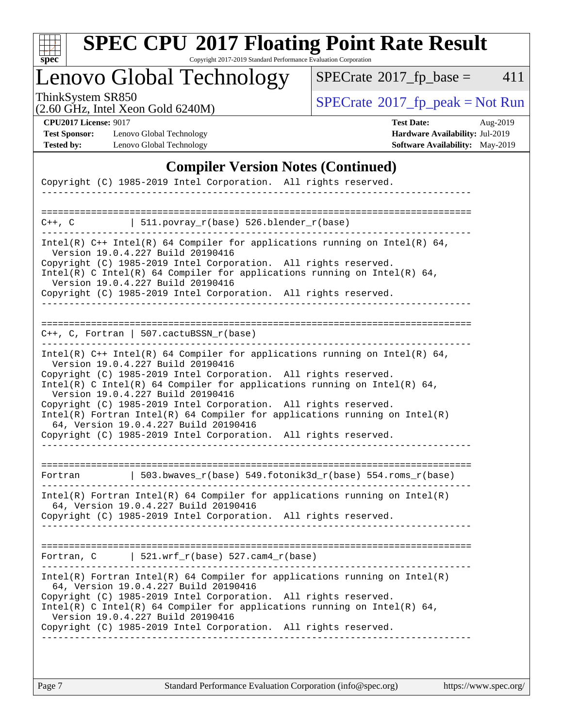# SPEC CPU 2017 Floating Point Rate Result

Copyright 2017-2019 Standard Performance Evaluation Corporation

## Lenovo Global Technology

ThinkSystem SR850
(2.60 GHz, Intel Xeon Gold 6240M)

SPECrate 2017_fp_base = 411

SPECrate 2017_fp_peak = Not Run

**CPU2017 License:** 9017
**Test Sponsor:** Lenovo Global Technology
**Tested by:** Lenovo Global Technology

**Test Date:** Aug-2019
**Hardware Availability:** Jul-2019
**Software Availability:** May-2019

## Compiler Version Notes (Continued)

```
Copyright (C) 1985-2019 Intel Corporation.  All rights reserved.
------------------------------------------------------------------------------

==============================================================================
C++, C          | 511.povray_r(base) 526.blender_r(base)
------------------------------------------------------------------------------
Intel(R) C++ Intel(R) 64 Compiler for applications running on Intel(R) 64,
  Version 19.0.4.227 Build 20190416
Copyright (C) 1985-2019 Intel Corporation.  All rights reserved.
Intel(R) C Intel(R) 64 Compiler for applications running on Intel(R) 64,
  Version 19.0.4.227 Build 20190416
Copyright (C) 1985-2019 Intel Corporation.  All rights reserved.
------------------------------------------------------------------------------

==============================================================================
C++, C, Fortran | 507.cactuBSSN_r(base)
------------------------------------------------------------------------------
Intel(R) C++ Intel(R) 64 Compiler for applications running on Intel(R) 64,
  Version 19.0.4.227 Build 20190416
Copyright (C) 1985-2019 Intel Corporation.  All rights reserved.
Intel(R) C Intel(R) 64 Compiler for applications running on Intel(R) 64,
  Version 19.0.4.227 Build 20190416
Copyright (C) 1985-2019 Intel Corporation.  All rights reserved.
Intel(R) Fortran Intel(R) 64 Compiler for applications running on Intel(R)
  64, Version 19.0.4.227 Build 20190416
Copyright (C) 1985-2019 Intel Corporation.  All rights reserved.
------------------------------------------------------------------------------

==============================================================================
Fortran         | 503.bwaves_r(base) 549.fotonik3d_r(base) 554.roms_r(base)
------------------------------------------------------------------------------
Intel(R) Fortran Intel(R) 64 Compiler for applications running on Intel(R)
  64, Version 19.0.4.227 Build 20190416
Copyright (C) 1985-2019 Intel Corporation.  All rights reserved.
------------------------------------------------------------------------------

==============================================================================
Fortran, C      | 521.wrf_r(base) 527.cam4_r(base)
------------------------------------------------------------------------------
Intel(R) Fortran Intel(R) 64 Compiler for applications running on Intel(R)
  64, Version 19.0.4.227 Build 20190416
Copyright (C) 1985-2019 Intel Corporation.  All rights reserved.
Intel(R) C Intel(R) 64 Compiler for applications running on Intel(R) 64,
  Version 19.0.4.227 Build 20190416
Copyright (C) 1985-2019 Intel Corporation.  All rights reserved.
------------------------------------------------------------------------------
```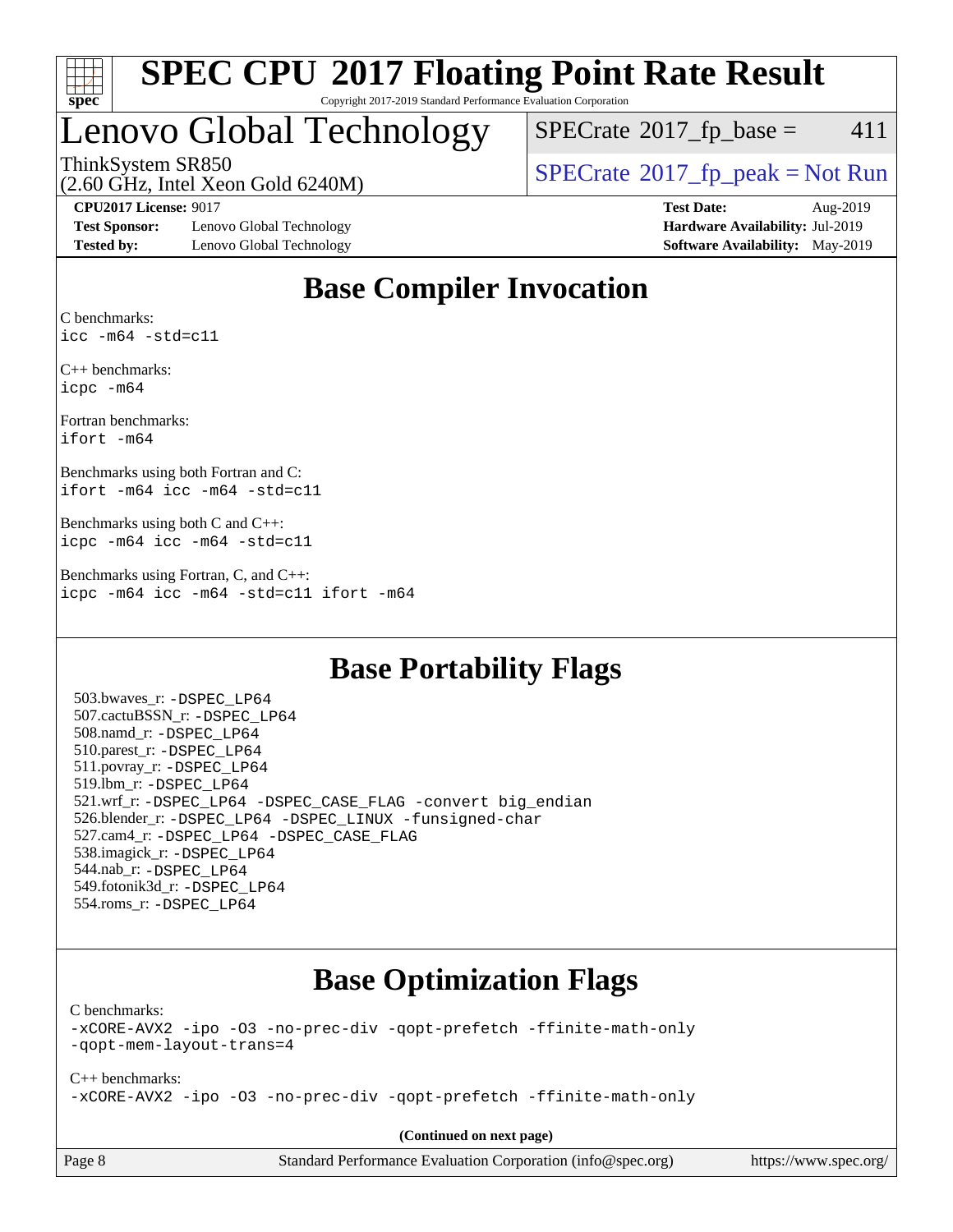# Base Compiler Invocation

C benchmarks:
```
icc -m64 -std=c11
```

C++ benchmarks:
```
icpc -m64
```

Fortran benchmarks:
```
ifort -m64
```

Benchmarks using both Fortran and C:
```
ifort -m64 icc -m64 -std=c11
```

Benchmarks using both C and C++:
```
icpc -m64 icc -m64 -std=c11
```

Benchmarks using Fortran, C, and C++:
```
icpc -m64 icc -m64 -std=c11 ifort -m64
```

# Base Portability Flags

503.bwaves_r: -DSPEC_LP64
507.cactuBSSN_r: -DSPEC_LP64
508.namd_r: -DSPEC_LP64
510.parest_r: -DSPEC_LP64
511.povray_r: -DSPEC_LP64
519.lbm_r: -DSPEC_LP64
521.wrf_r: -DSPEC_LP64 -DSPEC_CASE_FLAG -convert big_endian
526.blender_r: -DSPEC_LP64 -DSPEC_LINUX -funsigned-char
527.cam4_r: -DSPEC_LP64 -DSPEC_CASE_FLAG
538.imagick_r: -DSPEC_LP64
544.nab_r: -DSPEC_LP64
549.fotonik3d_r: -DSPEC_LP64
554.roms_r: -DSPEC_LP64

# Base Optimization Flags

C benchmarks:
```
-xCORE-AVX2 -ipo -O3 -no-prec-div -qopt-prefetch -ffinite-math-only
-qopt-mem-layout-trans=4
```

C++ benchmarks:
```
-xCORE-AVX2 -ipo -O3 -no-prec-div -qopt-prefetch -ffinite-math-only
```

(Continued on next page)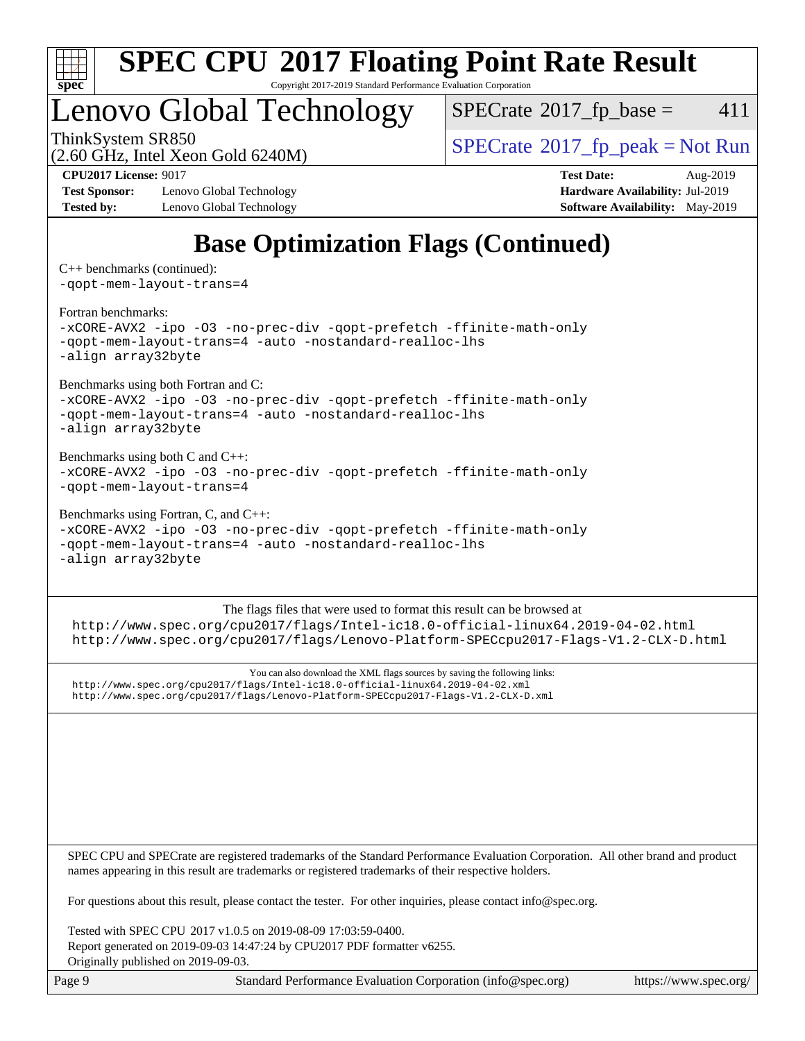## Base Optimization Flags (Continued)

C++ benchmarks (continued):
-qopt-mem-layout-trans=4

Fortran benchmarks:
-xCORE-AVX2 -ipo -O3 -no-prec-div -qopt-prefetch -ffinite-math-only
-qopt-mem-layout-trans=4 -auto -nostandard-realloc-lhs
-align array32byte

Benchmarks using both Fortran and C:
-xCORE-AVX2 -ipo -O3 -no-prec-div -qopt-prefetch -ffinite-math-only
-qopt-mem-layout-trans=4 -auto -nostandard-realloc-lhs
-align array32byte

Benchmarks using both C and C++:
-xCORE-AVX2 -ipo -O3 -no-prec-div -qopt-prefetch -ffinite-math-only
-qopt-mem-layout-trans=4

Benchmarks using Fortran, C, and C++:
-xCORE-AVX2 -ipo -O3 -no-prec-div -qopt-prefetch -ffinite-math-only
-qopt-mem-layout-trans=4 -auto -nostandard-realloc-lhs
-align array32byte

The flags files that were used to format this result can be browsed at
http://www.spec.org/cpu2017/flags/Intel-ic18.0-official-linux64.2019-04-02.html
http://www.spec.org/cpu2017/flags/Lenovo-Platform-SPECcpu2017-Flags-V1.2-CLX-D.html

You can also download the XML flags sources by saving the following links:
http://www.spec.org/cpu2017/flags/Intel-ic18.0-official-linux64.2019-04-02.xml
http://www.spec.org/cpu2017/flags/Lenovo-Platform-SPECcpu2017-Flags-V1.2-CLX-D.xml

SPEC CPU and SPECrate are registered trademarks of the Standard Performance Evaluation Corporation. All other brand and product names appearing in this result are trademarks or registered trademarks of their respective holders.

For questions about this result, please contact the tester. For other inquiries, please contact info@spec.org.

Tested with SPEC CPU 2017 v1.0.5 on 2019-08-09 17:03:59-0400.
Report generated on 2019-09-03 14:47:24 by CPU2017 PDF formatter v6255.
Originally published on 2019-09-03.